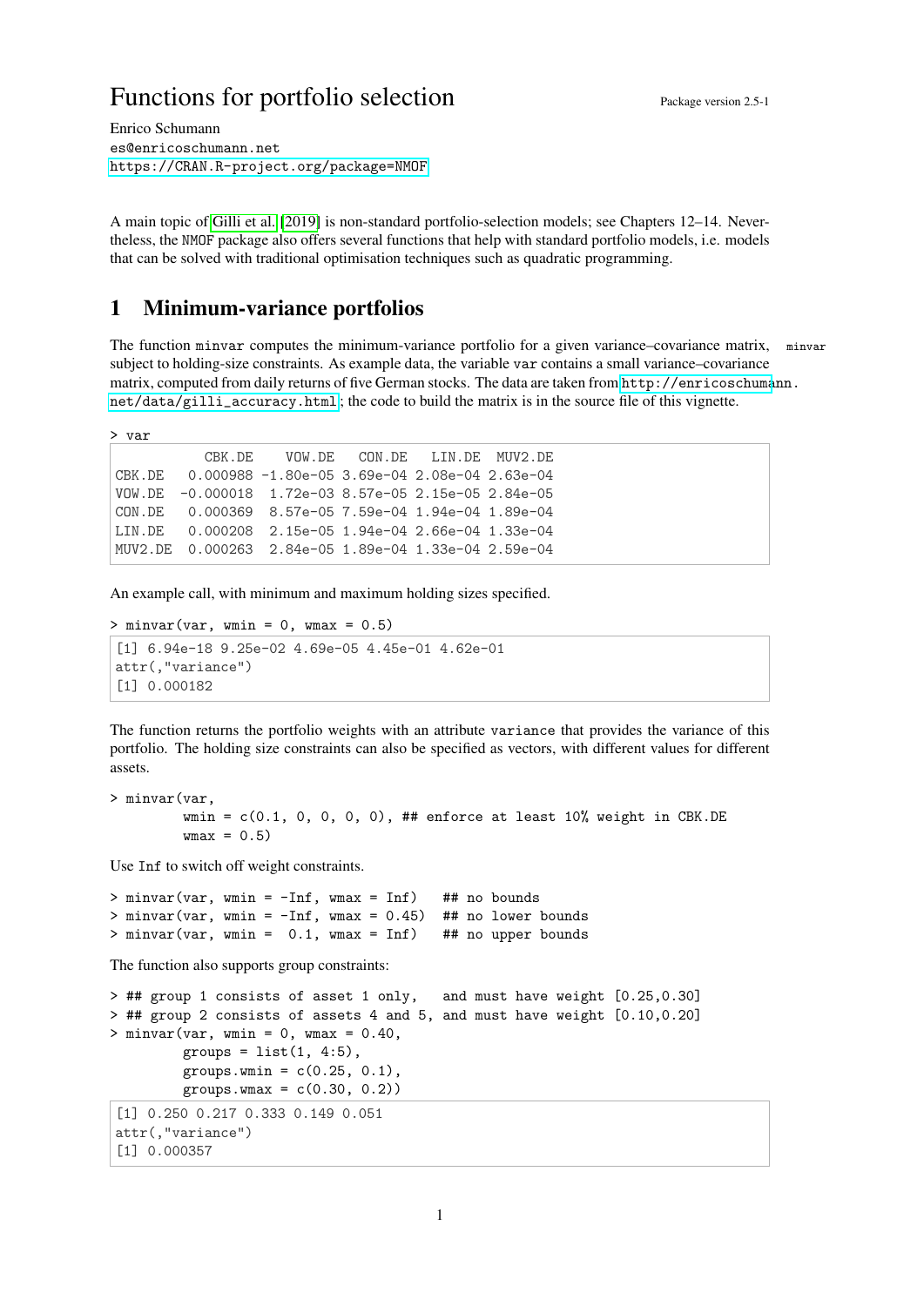# Functions for portfolio selection

Package version 2.5-1

Enrico Schumann
es@enricoschumann.net
https://CRAN.R-project.org/package=NMOF

A main topic of Gilli et al. [2019] is non-standard portfolio-selection models; see Chapters 12–14. Nevertheless, the NMOF package also offers several functions that help with standard portfolio models, i.e. models that can be solved with traditional optimisation techniques such as quadratic programming.

## 1 Minimum-variance portfolios

The function minvar computes the minimum-variance portfolio for a given variance–covariance matrix, subject to holding-size constraints. As example data, the variable var contains a small variance–covariance matrix, computed from daily returns of five German stocks. The data are taken from http://enricoschumann.net/data/gilli_accuracy.html; the code to build the matrix is in the source file of this vignette.

```
> var
```

```
          CBK.DE    VOW.DE   CON.DE   LIN.DE  MUV2.DE
CBK.DE   0.000988 -1.80e-05 3.69e-04 2.08e-04 2.63e-04
VOW.DE  -0.000018  1.72e-03 8.57e-05 2.15e-05 2.84e-05
CON.DE   0.000369  8.57e-05 7.59e-04 1.94e-04 1.89e-04
LIN.DE   0.000208  2.15e-05 1.94e-04 2.66e-04 1.33e-04
MUV2.DE  0.000263  2.84e-05 1.89e-04 1.33e-04 2.59e-04
```

An example call, with minimum and maximum holding sizes specified.

```
> minvar(var, wmin = 0, wmax = 0.5)
```

```
[1] 6.94e-18 9.25e-02 4.69e-05 4.45e-01 4.62e-01
attr(,"variance")
[1] 0.000182
```

The function returns the portfolio weights with an attribute variance that provides the variance of this portfolio. The holding size constraints can also be specified as vectors, with different values for different assets.

```
> minvar(var,
         wmin = c(0.1, 0, 0, 0, 0), ## enforce at least 10% weight in CBK.DE
         wmax = 0.5)
```

Use Inf to switch off weight constraints.

```
> minvar(var, wmin = -Inf, wmax = Inf)   ## no bounds
> minvar(var, wmin = -Inf, wmax = 0.45)  ## no lower bounds
> minvar(var, wmin =  0.1, wmax = Inf)   ## no upper bounds
```

The function also supports group constraints:

```
> ## group 1 consists of asset 1 only,   and must have weight [0.25,0.30]
> ## group 2 consists of assets 4 and 5, and must have weight [0.10,0.20]
> minvar(var, wmin = 0, wmax = 0.40,
         groups = list(1, 4:5),
         groups.wmin = c(0.25, 0.1),
         groups.wmax = c(0.30, 0.2))
```

```
[1] 0.250 0.217 0.333 0.149 0.051
attr(,"variance")
[1] 0.000357
```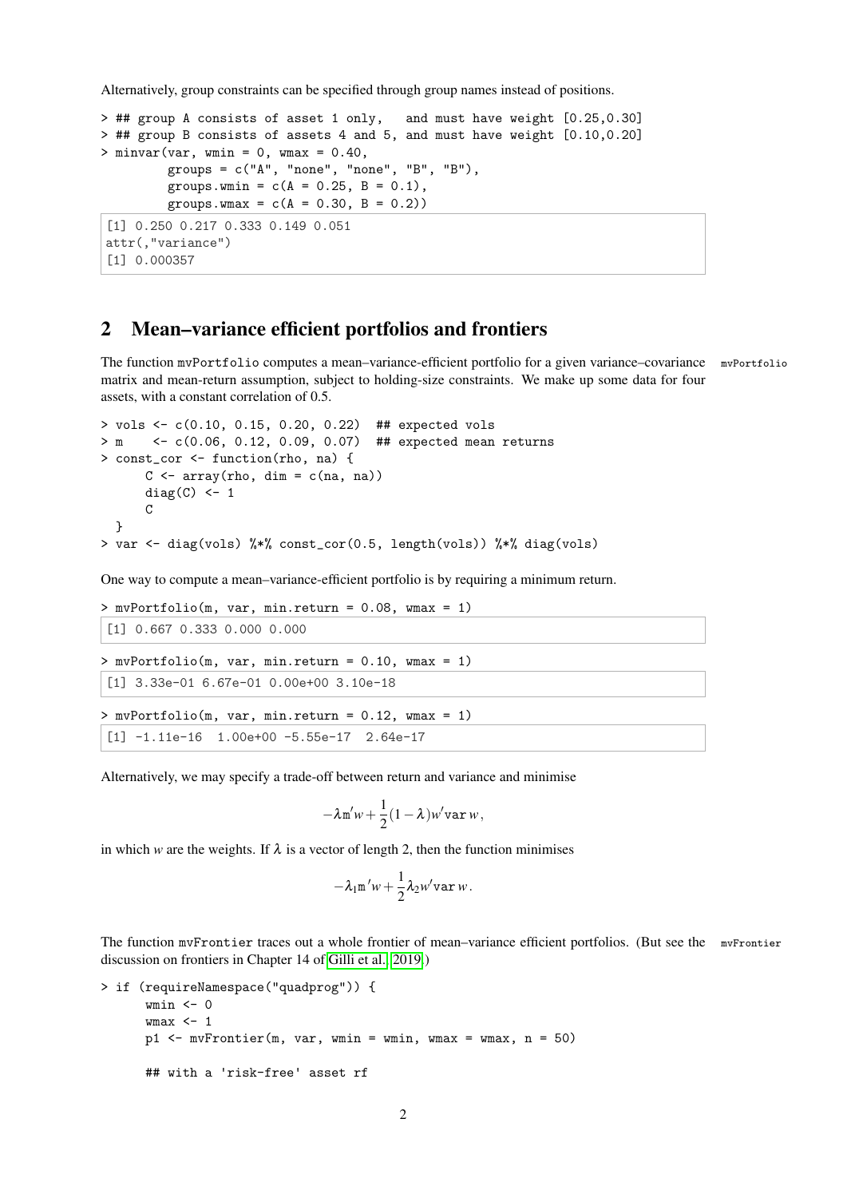Alternatively, group constraints can be specified through group names instead of positions.

```
> ## group A consists of asset 1 only,   and must have weight [0.25,0.30]
> ## group B consists of assets 4 and 5, and must have weight [0.10,0.20]
> minvar(var, wmin = 0, wmax = 0.40,
         groups = c("A", "none", "none", "B", "B"),
         groups.wmin = c(A = 0.25, B = 0.1),
         groups.wmax = c(A = 0.30, B = 0.2))
```

```
[1] 0.250 0.217 0.333 0.149 0.051
attr(,"variance")
[1] 0.000357
```

## 2 Mean–variance efficient portfolios and frontiers

The function mvPortfolio computes a mean–variance-efficient portfolio for a given variance–covariance matrix and mean-return assumption, subject to holding-size constraints. We make up some data for four assets, with a constant correlation of 0.5.

mvPortfolio

```
> vols <- c(0.10, 0.15, 0.20, 0.22)  ## expected vols
> m    <- c(0.06, 0.12, 0.09, 0.07)  ## expected mean returns
> const_cor <- function(rho, na) {
      C <- array(rho, dim = c(na, na))
      diag(C) <- 1
      C
  }
> var <- diag(vols) %*% const_cor(0.5, length(vols)) %*% diag(vols)
```

One way to compute a mean–variance-efficient portfolio is by requiring a minimum return.

```
> mvPortfolio(m, var, min.return = 0.08, wmax = 1)
```

```
[1] 0.667 0.333 0.000 0.000
```

```
> mvPortfolio(m, var, min.return = 0.10, wmax = 1)
```

```
[1] 3.33e-01 6.67e-01 0.00e+00 3.10e-18
```

```
> mvPortfolio(m, var, min.return = 0.12, wmax = 1)
```

```
[1] -1.11e-16  1.00e+00 -5.55e-17  2.64e-17
```

Alternatively, we may specify a trade-off between return and variance and minimise

$$-\lambda \mathtt{m}'w + \frac{1}{2}(1-\lambda)w'\mathtt{var}\,w\,,$$

in which $w$ are the weights. If $\lambda$ is a vector of length 2, then the function minimises

$$-\lambda_1 \mathtt{m}'w + \frac{1}{2}\lambda_2 w'\mathtt{var}\,w\,.$$

The function mvFrontier traces out a whole frontier of mean–variance efficient portfolios. (But see the discussion on frontiers in Chapter 14 of Gilli et al., 2019.)

mvFrontier

```
> if (requireNamespace("quadprog")) {
      wmin <- 0
      wmax <- 1
      p1 <- mvFrontier(m, var, wmin = wmin, wmax = wmax, n = 50)

      ## with a 'risk-free' asset rf
```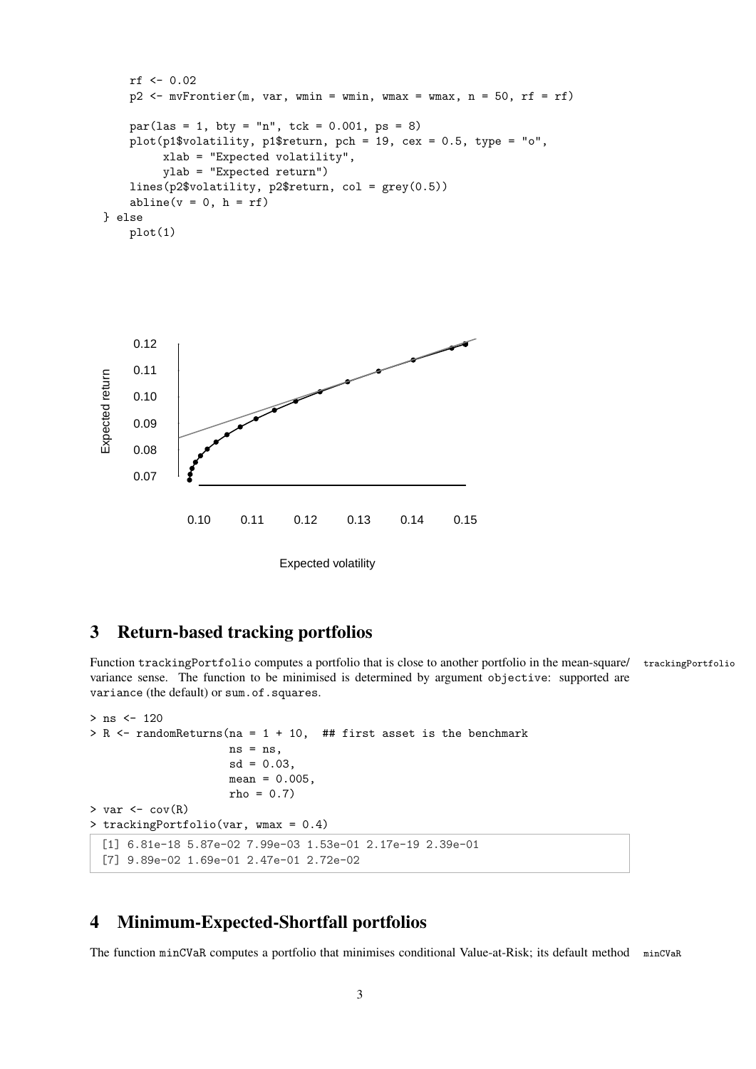```
    rf <- 0.02
    p2 <- mvFrontier(m, var, wmin = wmin, wmax = wmax, n = 50, rf = rf)

    par(las = 1, bty = "n", tck = 0.001, ps = 8)
    plot(p1$volatility, p1$return, pch = 19, cex = 0.5, type = "o",
         xlab = "Expected volatility",
         ylab = "Expected return")
    lines(p2$volatility, p2$return, col = grey(0.5))
    abline(v = 0, h = rf)
} else
    plot(1)
```

## 3 Return-based tracking portfolios

Function trackingPortfolio computes a portfolio that is close to another portfolio in the mean-square/variance sense. The function to be minimised is determined by argument objective: supported are variance (the default) or sum.of.squares.

trackingPortfolio

```
> ns <- 120
> R <- randomReturns(na = 1 + 10,  ## first asset is the benchmark
                     ns = ns,
                     sd = 0.03,
                     mean = 0.005,
                     rho = 0.7)
> var <- cov(R)
> trackingPortfolio(var, wmax = 0.4)
```

```
[1] 6.81e-18 5.87e-02 7.99e-03 1.53e-01 2.17e-19 2.39e-01
[7] 9.89e-02 1.69e-01 2.47e-01 2.72e-02
```

## 4 Minimum-Expected-Shortfall portfolios

The function minCVaR computes a portfolio that minimises conditional Value-at-Risk; its default method

minCVaR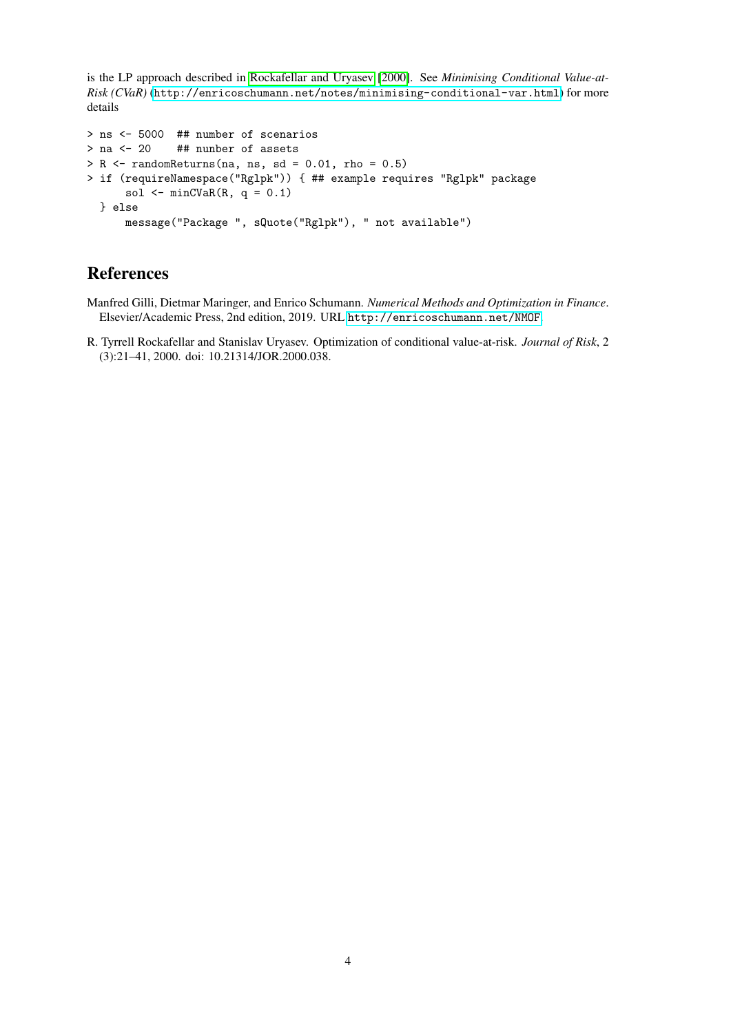is the LP approach described in Rockafellar and Uryasev [2000]. See *Minimising Conditional Value-at-Risk (CVaR)* (http://enricoschumann.net/notes/minimising-conditional-var.html) for more details

```
> ns <- 5000  ## number of scenarios
> na <- 20    ## nunber of assets
> R <- randomReturns(na, ns, sd = 0.01, rho = 0.5)
> if (requireNamespace("Rglpk")) { ## example requires "Rglpk" package
      sol <- minCVaR(R, q = 0.1)
  } else
      message("Package ", sQuote("Rglpk"), " not available")
```

## References

Manfred Gilli, Dietmar Maringer, and Enrico Schumann. *Numerical Methods and Optimization in Finance*. Elsevier/Academic Press, 2nd edition, 2019. URL http://enricoschumann.net/NMOF.

R. Tyrrell Rockafellar and Stanislav Uryasev. Optimization of conditional value-at-risk. *Journal of Risk*, 2 (3):21–41, 2000. doi: 10.21314/JOR.2000.038.